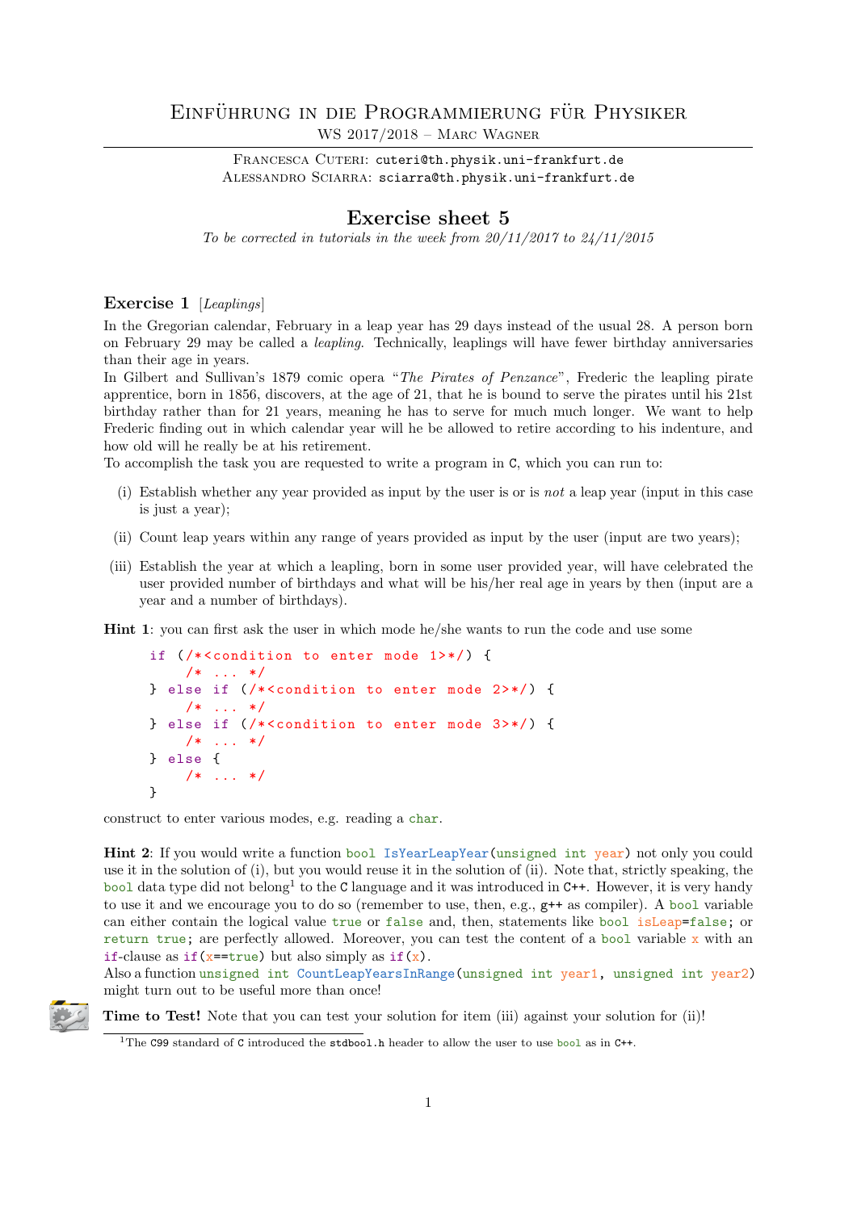# Einführung in die Programmierung für Physiker

WS 2017/2018 – Marc Wagner

Francesca Cuteri: cuteri@th.physik.uni-frankfurt.de
Alessandro Sciarra: sciarra@th.physik.uni-frankfurt.de

## Exercise sheet 5

*To be corrected in tutorials in the week from 20/11/2017 to 24/11/2015*

### Exercise 1 [*Leaplings*]

In the Gregorian calendar, February in a leap year has 29 days instead of the usual 28. A person born on February 29 may be called a *leapling*. Technically, leaplings will have fewer birthday anniversaries than their age in years.

In Gilbert and Sullivan's 1879 comic opera "*The Pirates of Penzance*", Frederic the leapling pirate apprentice, born in 1856, discovers, at the age of 21, that he is bound to serve the pirates until his 21st birthday rather than for 21 years, meaning he has to serve for much much longer. We want to help Frederic finding out in which calendar year will he be allowed to retire according to his indenture, and how old will he really be at his retirement.

To accomplish the task you are requested to write a program in C, which you can run to:

(i) Establish whether any year provided as input by the user is or is *not* a leap year (input in this case is just a year);

(ii) Count leap years within any range of years provided as input by the user (input are two years);

(iii) Establish the year at which a leapling, born in some user provided year, will have celebrated the user provided number of birthdays and what will be his/her real age in years by then (input are a year and a number of birthdays).

**Hint 1**: you can first ask the user in which mode he/she wants to run the code and use some

```
if (/*<condition to enter mode 1>*/) {
    /* ... */
} else if (/*<condition to enter mode 2>*/) {
    /* ... */
} else if (/*<condition to enter mode 3>*/) {
    /* ... */
} else {
    /* ... */
}
```

construct to enter various modes, e.g. reading a `char`.

**Hint 2**: If you would write a function `bool IsYearLeapYear(unsigned int year)` not only you could use it in the solution of (i), but you would reuse it in the solution of (ii). Note that, strictly speaking, the `bool` data type did not belong[1] to the C language and it was introduced in C++. However, it is very handy to use it and we encourage you to do so (remember to use, then, e.g., g++ as compiler). A `bool` variable can either contain the logical value `true` or `false` and, then, statements like `bool isLeap=false;` or `return true;` are perfectly allowed. Moreover, you can test the content of a `bool` variable `x` with an `if`-clause as `if(x==true)` but also simply as `if(x)`.

Also a function `unsigned int CountLeapYearsInRange(unsigned int year1, unsigned int year2)` might turn out to be useful more than once!

**Time to Test!** Note that you can test your solution for item (iii) against your solution for (ii)!

[1] The C99 standard of C introduced the stdbool.h header to allow the user to use bool as in C++.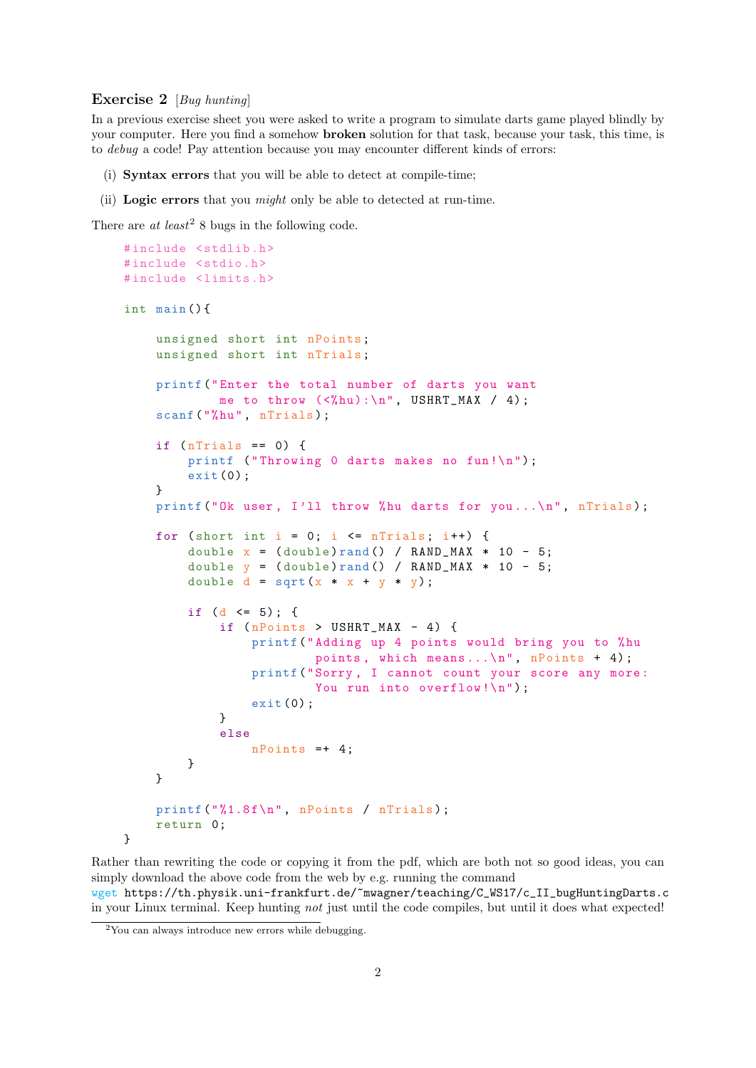**Exercise 2** [*Bug hunting*]

In a previous exercise sheet you were asked to write a program to simulate darts game played blindly by your computer. Here you find a somehow **broken** solution for that task, because your task, this time, is to *debug* a code! Pay attention because you may encounter different kinds of errors:

(i) **Syntax errors** that you will be able to detect at compile-time;

(ii) **Logic errors** that you *might* only be able to detected at run-time.

There are *at least*[2] 8 bugs in the following code.

```
#include <stdlib.h>
#include <stdio.h>
#include <limits.h>

int main(){

    unsigned short int nPoints;
    unsigned short int nTrials;

    printf("Enter the total number of darts you want
          me to throw (<%hu):\n", USHRT_MAX / 4);
    scanf("%hu", nTrials);

    if (nTrials == 0) {
        printf ("Throwing 0 darts makes no fun!\n");
        exit(0);
    }
    printf("Ok user, I'll throw %hu darts for you...\n", nTrials);

    for (short int i = 0; i <= nTrials; i++) {
        double x = (double)rand() / RAND_MAX * 10 - 5;
        double y = (double)rand() / RAND_MAX * 10 - 5;
        double d = sqrt(x * x + y * y);

        if (d <= 5); {
            if (nPoints > USHRT_MAX - 4) {
                printf("Adding up 4 points would bring you to %hu
                        points, which means...\n", nPoints + 4);
                printf("Sorry, I cannot count your score any more:
                        You run into overflow!\n");
                exit(0);
            }
            else
                nPoints =+ 4;
        }
    }

    printf("%1.8f\n", nPoints / nTrials);
    return 0;
}
```

Rather than rewriting the code or copying it from the pdf, which are both not so good ideas, you can simply download the above code from the web by e.g. running the command
`wget https://th.physik.uni-frankfurt.de/~mwagner/teaching/C_WS17/c_II_bugHuntingDarts.c`
in your Linux terminal. Keep hunting *not* just until the code compiles, but until it does what expected!

[2] You can always introduce new errors while debugging.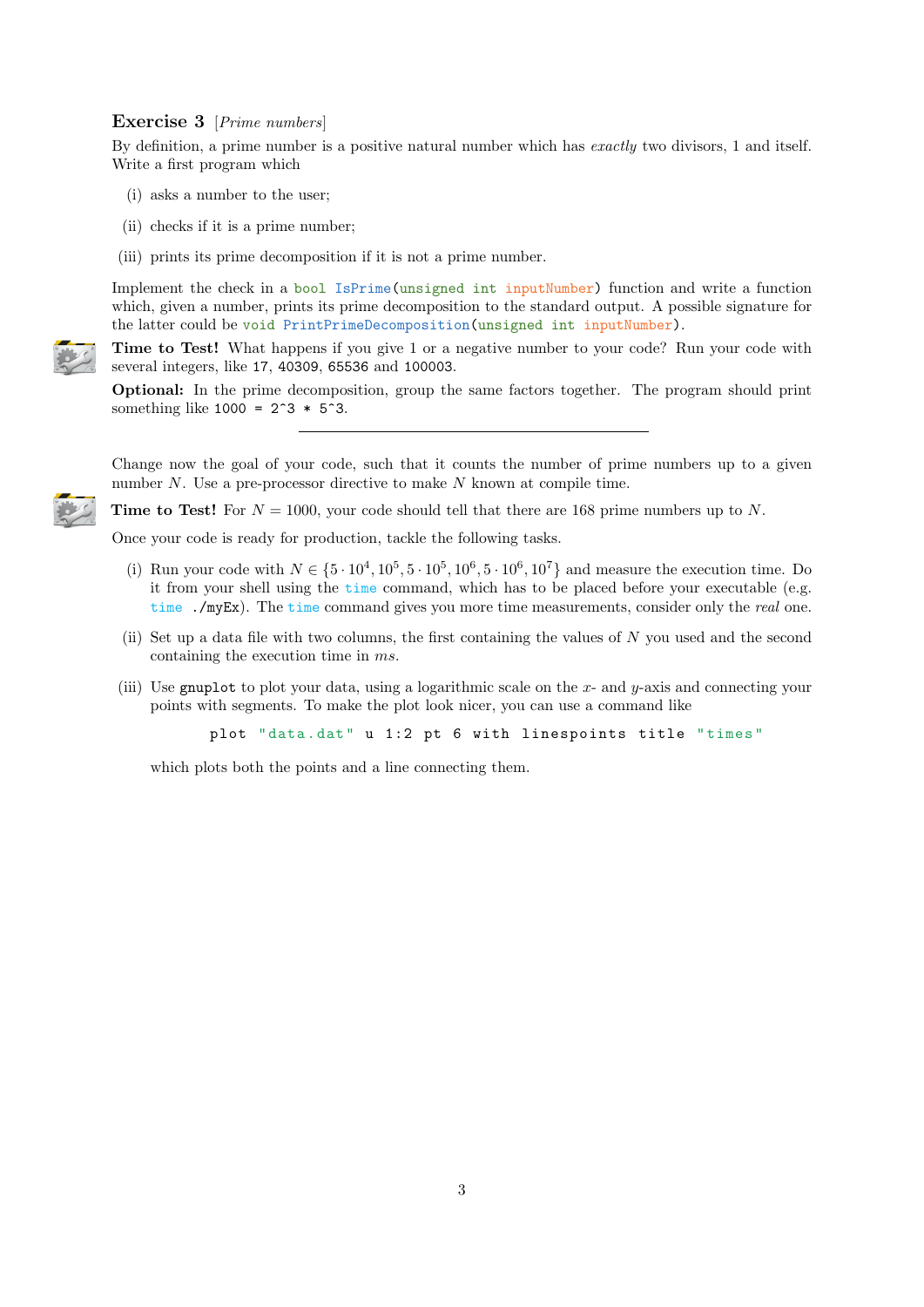### Exercise 3 [*Prime numbers*]

By definition, a prime number is a positive natural number which has *exactly* two divisors, 1 and itself. Write a first program which

(i) asks a number to the user;

(ii) checks if it is a prime number;

(iii) prints its prime decomposition if it is not a prime number.

Implement the check in a `bool IsPrime(unsigned int inputNumber)` function and write a function which, given a number, prints its prime decomposition to the standard output. A possible signature for the latter could be `void PrintPrimeDecomposition(unsigned int inputNumber)`.

**Time to Test!** What happens if you give 1 or a negative number to your code? Run your code with several integers, like `17`, `40309`, `65536` and `100003`.

**Optional:** In the prime decomposition, group the same factors together. The program should print something like `1000 = 2^3 * 5^3`.

---

Change now the goal of your code, such that it counts the number of prime numbers up to a given number $N$. Use a pre-processor directive to make $N$ known at compile time.

**Time to Test!** For $N = 1000$, your code should tell that there are 168 prime numbers up to $N$.

Once your code is ready for production, tackle the following tasks.

(i) Run your code with $N \in \{5 \cdot 10^4, 10^5, 5 \cdot 10^5, 10^6, 5 \cdot 10^6, 10^7\}$ and measure the execution time. Do it from your shell using the `time` command, which has to be placed before your executable (e.g. `time ./myEx`). The `time` command gives you more time measurements, consider only the *real* one.

(ii) Set up a data file with two columns, the first containing the values of $N$ you used and the second containing the execution time in *ms*.

(iii) Use `gnuplot` to plot your data, using a logarithmic scale on the $x$- and $y$-axis and connecting your points with segments. To make the plot look nicer, you can use a command like

```
plot "data.dat" u 1:2 pt 6 with linespoints title "times"
```

which plots both the points and a line connecting them.